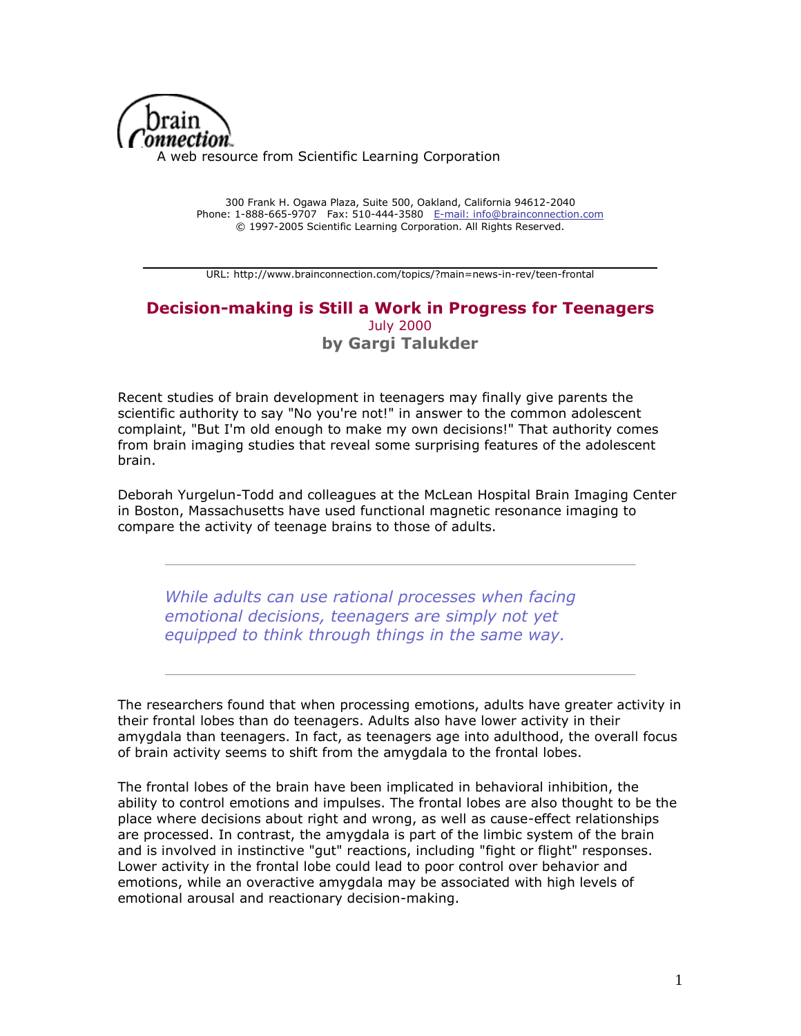brain Connection

A web resource from Scientific Learning Corporation

300 Frank H. Ogawa Plaza, Suite 500, Oakland, California 94612-2040
Phone: 1-888-665-9707 Fax: 510-444-3580 [E-mail: info@brainconnection.com](mailto:info@brainconnection.com)
© 1997-2005 Scientific Learning Corporation. All Rights Reserved.

---

URL: http://www.brainconnection.com/topics/?main=news-in-rev/teen-frontal

# Decision-making is Still a Work in Progress for Teenagers

July 2000

**by Gargi Talukder**

Recent studies of brain development in teenagers may finally give parents the scientific authority to say "No you're not!" in answer to the common adolescent complaint, "But I'm old enough to make my own decisions!" That authority comes from brain imaging studies that reveal some surprising features of the adolescent brain.

Deborah Yurgelun-Todd and colleagues at the McLean Hospital Brain Imaging Center in Boston, Massachusetts have used functional magnetic resonance imaging to compare the activity of teenage brains to those of adults.

---

> *While adults can use rational processes when facing emotional decisions, teenagers are simply not yet equipped to think through things in the same way.*

---

The researchers found that when processing emotions, adults have greater activity in their frontal lobes than do teenagers. Adults also have lower activity in their amygdala than teenagers. In fact, as teenagers age into adulthood, the overall focus of brain activity seems to shift from the amygdala to the frontal lobes.

The frontal lobes of the brain have been implicated in behavioral inhibition, the ability to control emotions and impulses. The frontal lobes are also thought to be the place where decisions about right and wrong, as well as cause-effect relationships are processed. In contrast, the amygdala is part of the limbic system of the brain and is involved in instinctive "gut" reactions, including "fight or flight" responses. Lower activity in the frontal lobe could lead to poor control over behavior and emotions, while an overactive amygdala may be associated with high levels of emotional arousal and reactionary decision-making.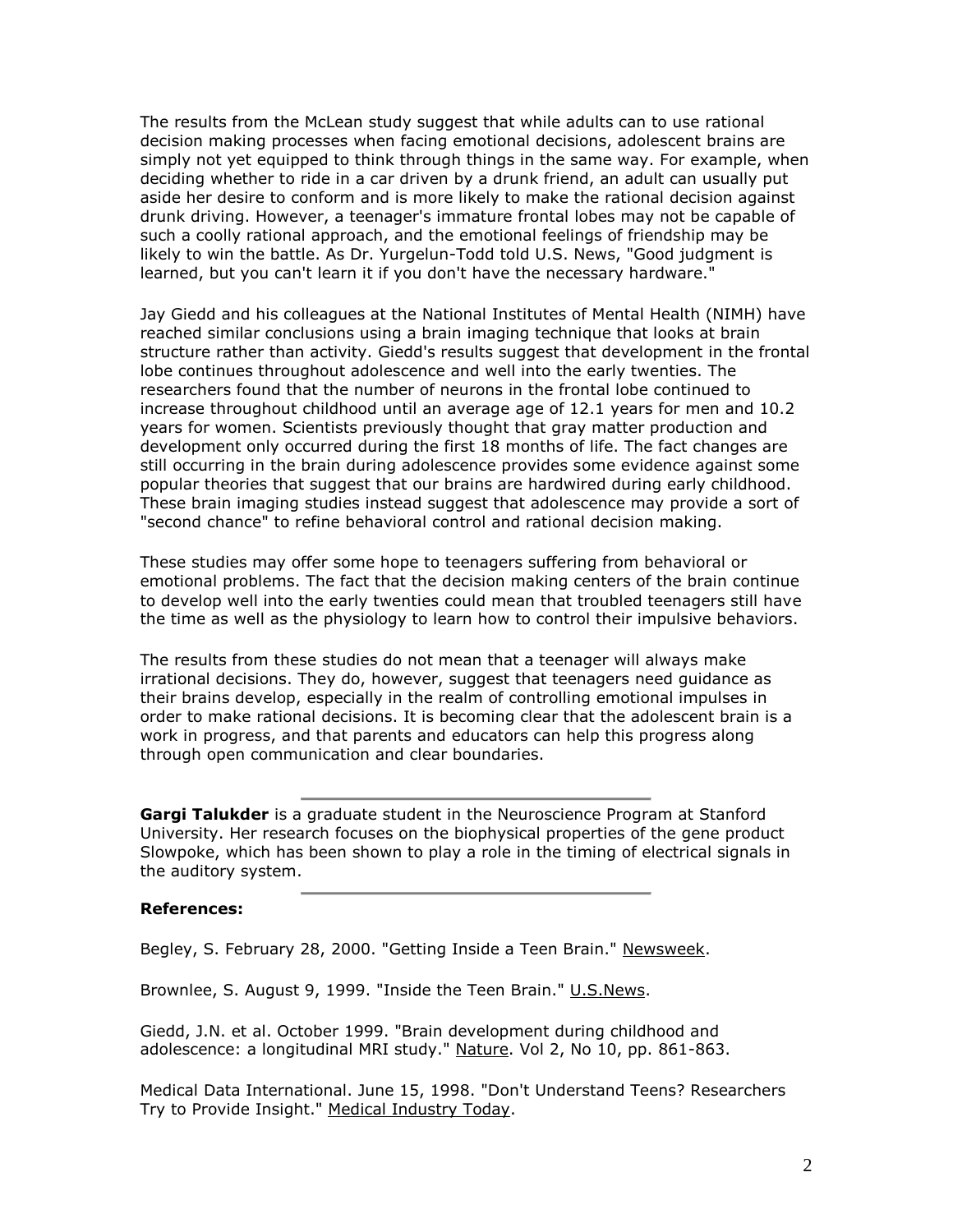The results from the McLean study suggest that while adults can to use rational decision making processes when facing emotional decisions, adolescent brains are simply not yet equipped to think through things in the same way. For example, when deciding whether to ride in a car driven by a drunk friend, an adult can usually put aside her desire to conform and is more likely to make the rational decision against drunk driving. However, a teenager's immature frontal lobes may not be capable of such a coolly rational approach, and the emotional feelings of friendship may be likely to win the battle. As Dr. Yurgelun-Todd told U.S. News, "Good judgment is learned, but you can't learn it if you don't have the necessary hardware."

Jay Giedd and his colleagues at the National Institutes of Mental Health (NIMH) have reached similar conclusions using a brain imaging technique that looks at brain structure rather than activity. Giedd's results suggest that development in the frontal lobe continues throughout adolescence and well into the early twenties. The researchers found that the number of neurons in the frontal lobe continued to increase throughout childhood until an average age of 12.1 years for men and 10.2 years for women. Scientists previously thought that gray matter production and development only occurred during the first 18 months of life. The fact changes are still occurring in the brain during adolescence provides some evidence against some popular theories that suggest that our brains are hardwired during early childhood. These brain imaging studies instead suggest that adolescence may provide a sort of "second chance" to refine behavioral control and rational decision making.

These studies may offer some hope to teenagers suffering from behavioral or emotional problems. The fact that the decision making centers of the brain continue to develop well into the early twenties could mean that troubled teenagers still have the time as well as the physiology to learn how to control their impulsive behaviors.

The results from these studies do not mean that a teenager will always make irrational decisions. They do, however, suggest that teenagers need guidance as their brains develop, especially in the realm of controlling emotional impulses in order to make rational decisions. It is becoming clear that the adolescent brain is a work in progress, and that parents and educators can help this progress along through open communication and clear boundaries.

---

**Gargi Talukder** is a graduate student in the Neuroscience Program at Stanford University. Her research focuses on the biophysical properties of the gene product Slowpoke, which has been shown to play a role in the timing of electrical signals in the auditory system.

---

**References:**

Begley, S. February 28, 2000. "Getting Inside a Teen Brain." Newsweek.

Brownlee, S. August 9, 1999. "Inside the Teen Brain." U.S.News.

Giedd, J.N. et al. October 1999. "Brain development during childhood and adolescence: a longitudinal MRI study." Nature. Vol 2, No 10, pp. 861-863.

Medical Data International. June 15, 1998. "Don't Understand Teens? Researchers Try to Provide Insight." Medical Industry Today.